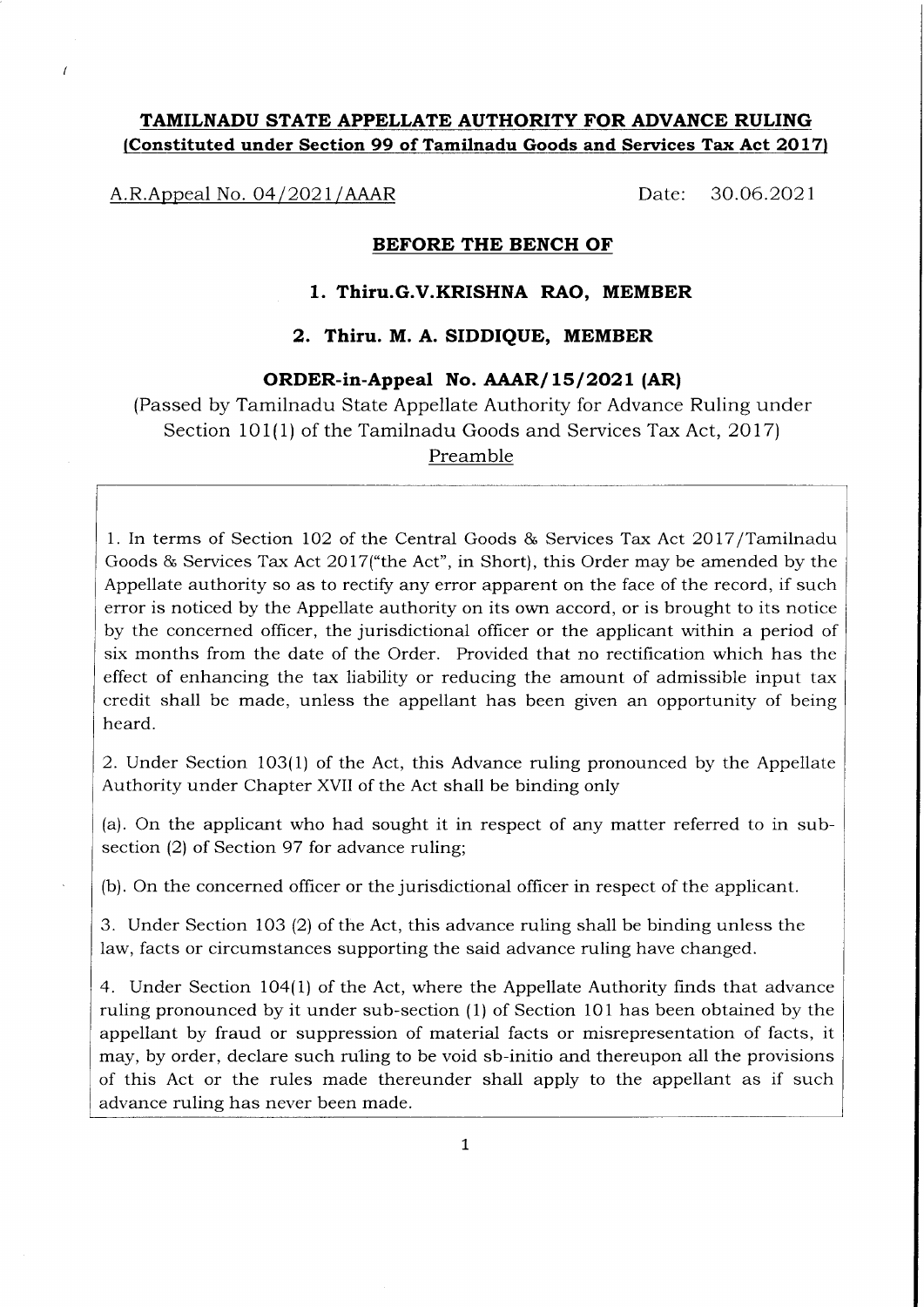# TAMILNADU STATE APPELLATE AUTHORITY FOR ADVANCE RULING

**(Constituted under Section 99 of Tamilnadu Goods and Services Tax Act 2017)**

A.R.Appeal No. 04/2021/AAAR Date: 30.06.2021

## BEFORE THE BENCH OF

### 1. Thiru.G.V.KRISHNA RAO, MEMBER

### 2. Thiru. M. A. SIDDIQUE, MEMBER

## ORDER-in-Appeal No. AAAR/15/2021 (AR)

(Passed by Tamilnadu State Appellate Authority for Advance Ruling under Section 101(1) of the Tamilnadu Goods and Services Tax Act, 2017)

Preamble

1. In terms of Section 102 of the Central Goods & Services Tax Act 2017/Tamilnadu Goods & Services Tax Act 2017("the Act", in Short), this Order may be amended by the Appellate authority so as to rectify any error apparent on the face of the record, if such error is noticed by the Appellate authority on its own accord, or is brought to its notice by the concerned officer, the jurisdictional officer or the applicant within a period of six months from the date of the Order. Provided that no rectification which has the effect of enhancing the tax liability or reducing the amount of admissible input tax credit shall be made, unless the appellant has been given an opportunity of being heard.

2. Under Section 103(1) of the Act, this Advance ruling pronounced by the Appellate Authority under Chapter XVII of the Act shall be binding only

(a). On the applicant who had sought it in respect of any matter referred to in sub-section (2) of Section 97 for advance ruling;

(b). On the concerned officer or the jurisdictional officer in respect of the applicant.

3. Under Section 103 (2) of the Act, this advance ruling shall be binding unless the law, facts or circumstances supporting the said advance ruling have changed.

4. Under Section 104(1) of the Act, where the Appellate Authority finds that advance ruling pronounced by it under sub-section (1) of Section 101 has been obtained by the appellant by fraud or suppression of material facts or misrepresentation of facts, it may, by order, declare such ruling to be void sb-initio and thereupon all the provisions of this Act or the rules made thereunder shall apply to the appellant as if such advance ruling has never been made.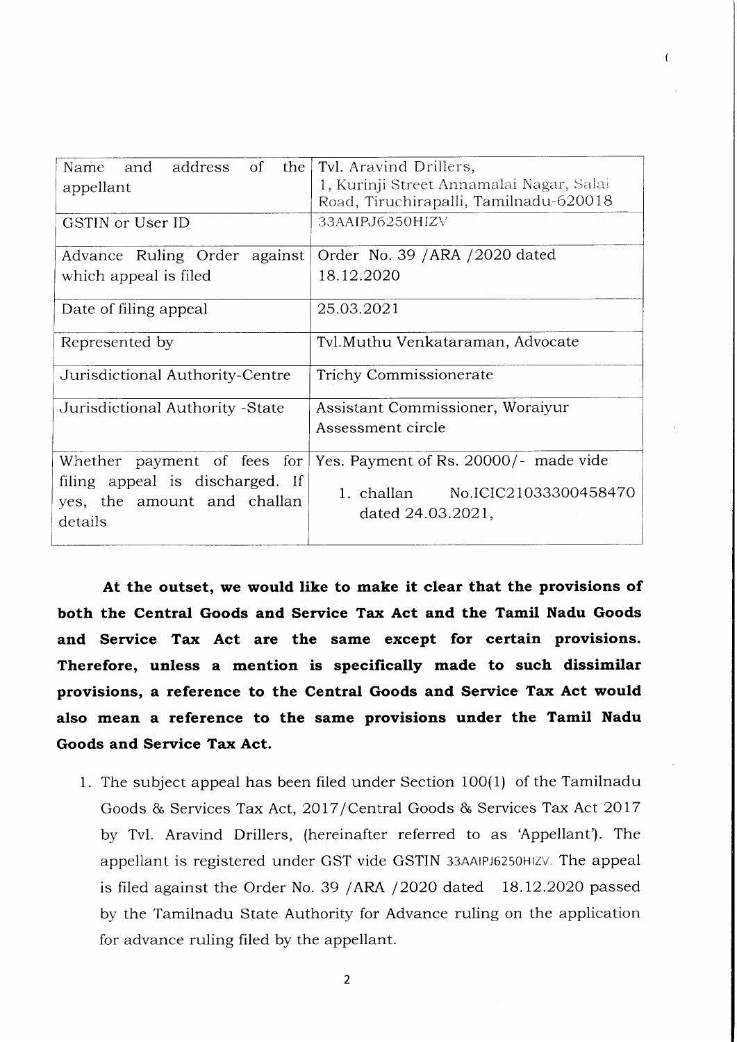| Name and address of the appellant | Tvl. Aravind Drillers, 1, Kurinji Street Annamalai Nagar, Salai Road, Tiruchirapalli, Tamilnadu-620018 |
|---|---|
| GSTIN or User ID | 33AAIPJ6250HIZV |
| Advance Ruling Order against which appeal is filed | Order No. 39 /ARA /2020 dated 18.12.2020 |
| Date of filing appeal | 25.03.2021 |
| Represented by | Tvl.Muthu Venkataraman, Advocate |
| Jurisdictional Authority-Centre | Trichy Commissionerate |
| Jurisdictional Authority -State | Assistant Commissioner, Woraiyur Assessment circle |
| Whether payment of fees for filing appeal is discharged. If yes, the amount and challan details | Yes. Payment of Rs. 20000/- made vide 1. challan No.ICIC21033300458470 dated 24.03.2021, |

**At the outset, we would like to make it clear that the provisions of both the Central Goods and Service Tax Act and the Tamil Nadu Goods and Service Tax Act are the same except for certain provisions. Therefore, unless a mention is specifically made to such dissimilar provisions, a reference to the Central Goods and Service Tax Act would also mean a reference to the same provisions under the Tamil Nadu Goods and Service Tax Act.**

1. The subject appeal has been filed under Section 100(1) of the Tamilnadu Goods & Services Tax Act, 2017/Central Goods & Services Tax Act 2017 by Tvl. Aravind Drillers, (hereinafter referred to as 'Appellant'). The appellant is registered under GST vide GSTIN 33AAIPJ6250HIZV. The appeal is filed against the Order No. 39 /ARA /2020 dated 18.12.2020 passed by the Tamilnadu State Authority for Advance ruling on the application for advance ruling filed by the appellant.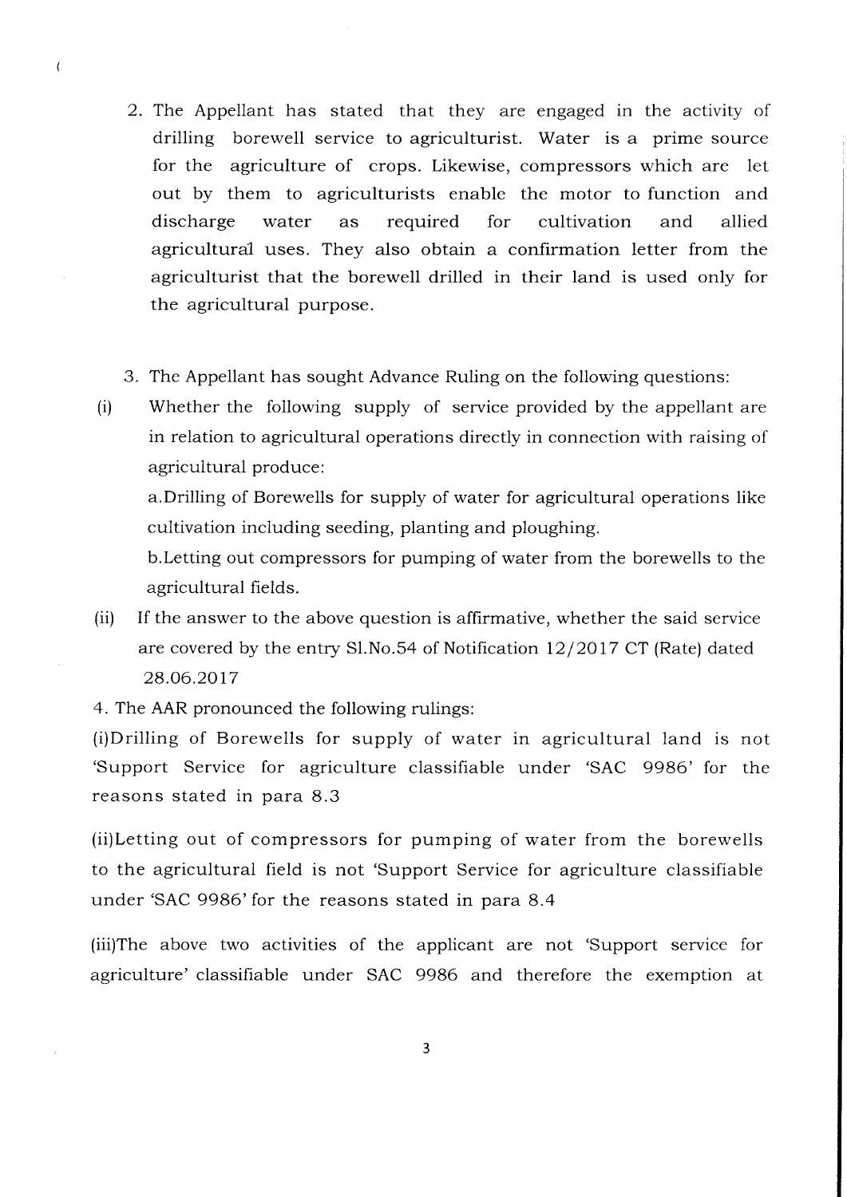2. The Appellant has stated that they are engaged in the activity of drilling borewell service to agriculturist. Water is a prime source for the agriculture of crops. Likewise, compressors which are let out by them to agriculturists enable the motor to function and discharge water as required for cultivation and allied agricultural uses. They also obtain a confirmation letter from the agriculturist that the borewell drilled in their land is used only for the agricultural purpose.

3. The Appellant has sought Advance Ruling on the following questions:

(i) Whether the following supply of service provided by the appellant are in relation to agricultural operations directly in connection with raising of agricultural produce:

a. Drilling of Borewells for supply of water for agricultural operations like cultivation including seeding, planting and ploughing.

b. Letting out compressors for pumping of water from the borewells to the agricultural fields.

(ii) If the answer to the above question is affirmative, whether the said service are covered by the entry Sl.No.54 of Notification 12/2017 CT (Rate) dated 28.06.2017

4. The AAR pronounced the following rulings:

(i) Drilling of Borewells for supply of water in agricultural land is not 'Support Service for agriculture classifiable under 'SAC 9986' for the reasons stated in para 8.3

(ii) Letting out of compressors for pumping of water from the borewells to the agricultural field is not 'Support Service for agriculture classifiable under 'SAC 9986' for the reasons stated in para 8.4

(iii) The above two activities of the applicant are not 'Support service for agriculture' classifiable under SAC 9986 and therefore the exemption at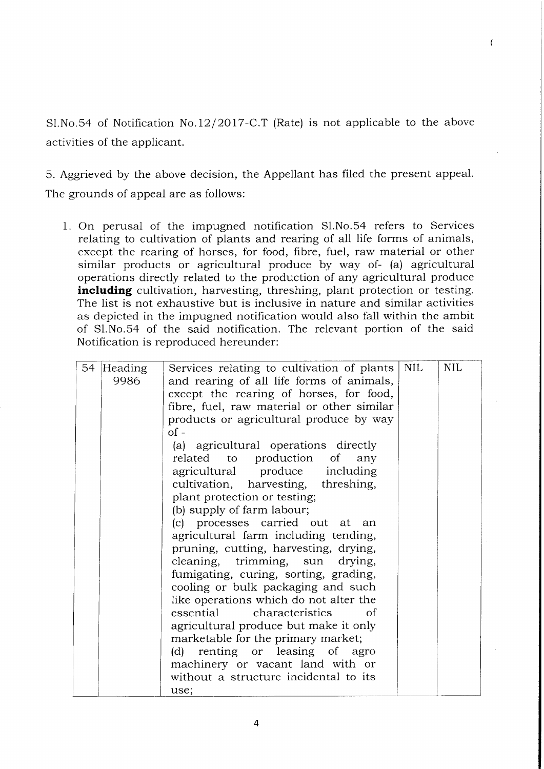Sl.No.54 of Notification No.12/2017-C.T (Rate) is not applicable to the above activities of the applicant.

5. Aggrieved by the above decision, the Appellant has filed the present appeal. The grounds of appeal are as follows:

1. On perusal of the impugned notification Sl.No.54 refers to Services relating to cultivation of plants and rearing of all life forms of animals, except the rearing of horses, for food, fibre, fuel, raw material or other similar products or agricultural produce by way of- (a) agricultural operations directly related to the production of any agricultural produce **including** cultivation, harvesting, threshing, plant protection or testing. The list is not exhaustive but is inclusive in nature and similar activities as depicted in the impugned notification would also fall within the ambit of Sl.No.54 of the said notification. The relevant portion of the said Notification is reproduced hereunder:

| | | | | |
|---|---|---|---|---|
| 54 | Heading 9986 | Services relating to cultivation of plants and rearing of all life forms of animals, except the rearing of horses, for food, fibre, fuel, raw material or other similar products or agricultural produce by way of -<br>(a) agricultural operations directly related to production of any agricultural produce including cultivation, harvesting, threshing, plant protection or testing;<br>(b) supply of farm labour;<br>(c) processes carried out at an agricultural farm including tending, pruning, cutting, harvesting, drying, cleaning, trimming, sun drying, fumigating, curing, sorting, grading, cooling or bulk packaging and such like operations which do not alter the essential characteristics of agricultural produce but make it only marketable for the primary market;<br>(d) renting or leasing of agro machinery or vacant land with or without a structure incidental to its use; | NIL | NIL |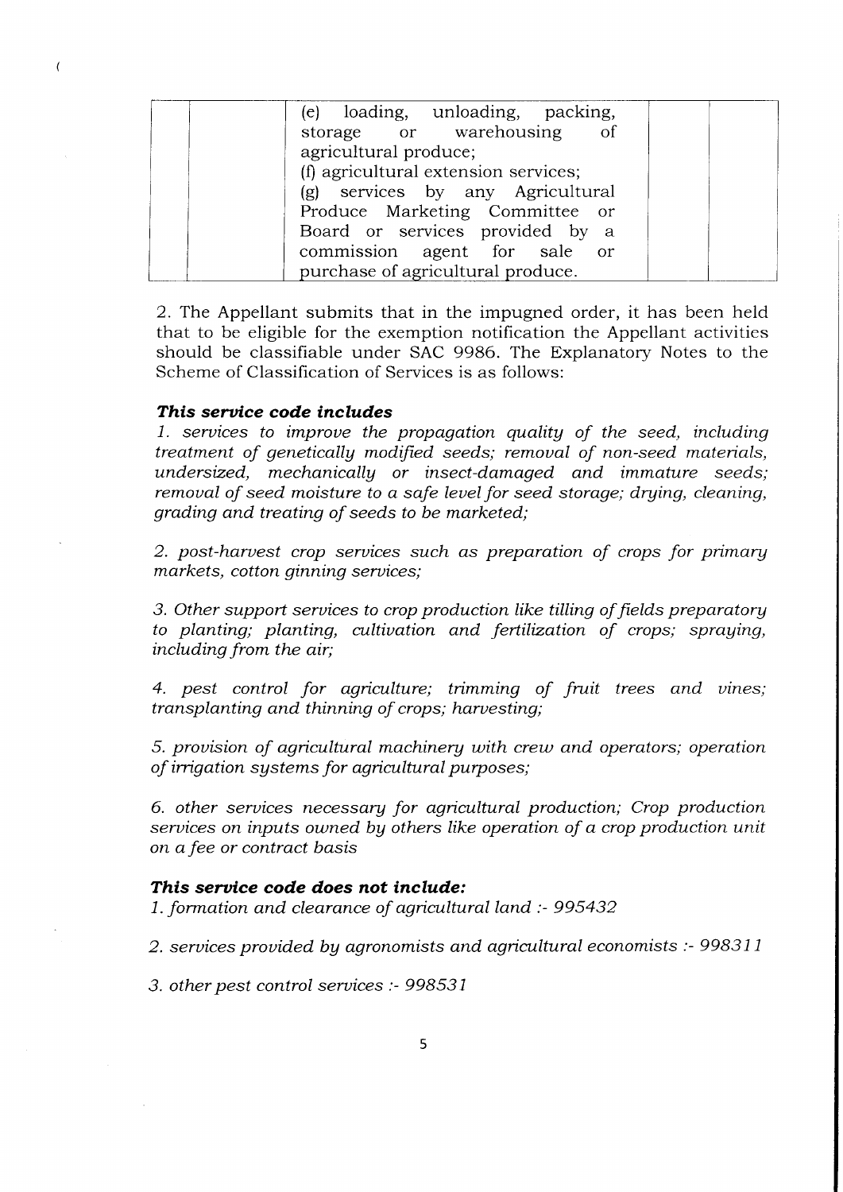| | | (e) loading, unloading, packing, storage or warehousing of agricultural produce;<br>(f) agricultural extension services;<br>(g) services by any Agricultural Produce Marketing Committee or Board or services provided by a commission agent for sale or purchase of agricultural produce. | | |
|---|---|---|---|---|

2. The Appellant submits that in the impugned order, it has been held that to be eligible for the exemption notification the Appellant activities should be classifiable under SAC 9986. The Explanatory Notes to the Scheme of Classification of Services is as follows:

***This service code includes***

*1. services to improve the propagation quality of the seed, including treatment of genetically modified seeds; removal of non-seed materials, undersized, mechanically or insect-damaged and immature seeds; removal of seed moisture to a safe level for seed storage; drying, cleaning, grading and treating of seeds to be marketed;*

*2. post-harvest crop services such as preparation of crops for primary markets, cotton ginning services;*

*3. Other support services to crop production like tilling of fields preparatory to planting; planting, cultivation and fertilization of crops; spraying, including from the air;*

*4. pest control for agriculture; trimming of fruit trees and vines; transplanting and thinning of crops; harvesting;*

*5. provision of agricultural machinery with crew and operators; operation of irrigation systems for agricultural purposes;*

*6. other services necessary for agricultural production; Crop production services on inputs owned by others like operation of a crop production unit on a fee or contract basis*

***This service code does not include:***

*1. formation and clearance of agricultural land :- 995432*

*2. services provided by agronomists and agricultural economists :- 998311*

*3. other pest control services :- 998531*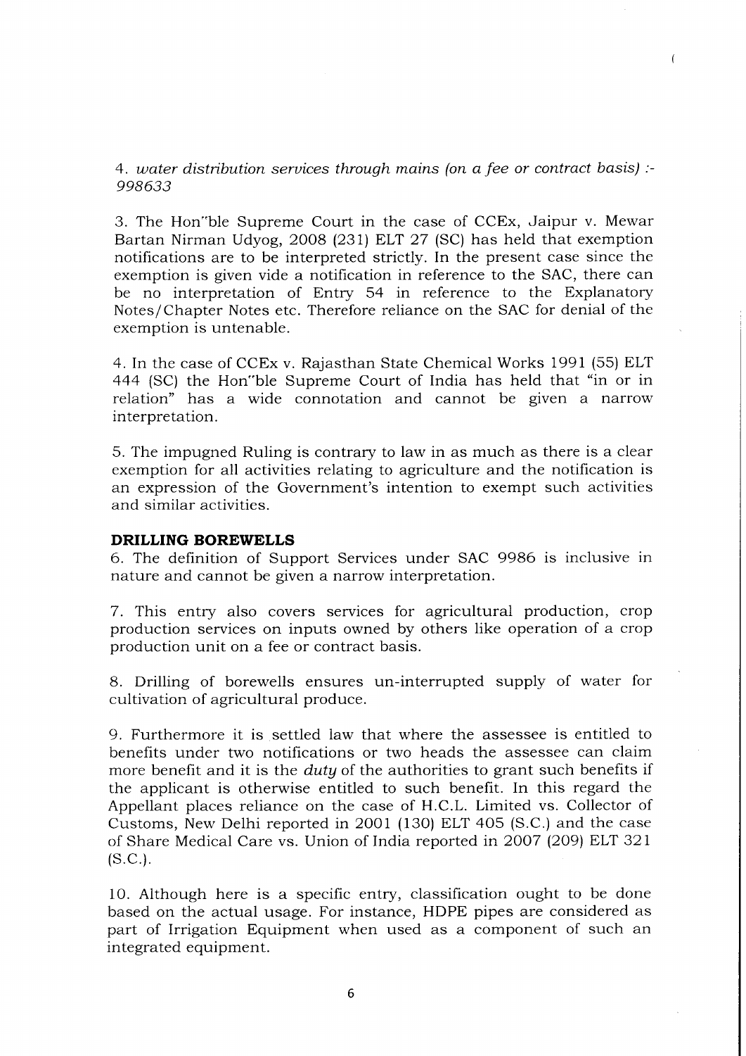4. *water distribution services through mains (on a fee or contract basis) :- 998633*

3. The Hon"ble Supreme Court in the case of CCEx, Jaipur v. Mewar Bartan Nirman Udyog, 2008 (231) ELT 27 (SC) has held that exemption notifications are to be interpreted strictly. In the present case since the exemption is given vide a notification in reference to the SAC, there can be no interpretation of Entry 54 in reference to the Explanatory Notes/Chapter Notes etc. Therefore reliance on the SAC for denial of the exemption is untenable.

4. In the case of CCEx v. Rajasthan State Chemical Works 1991 (55) ELT 444 (SC) the Hon"ble Supreme Court of India has held that "in or in relation" has a wide connotation and cannot be given a narrow interpretation.

5. The impugned Ruling is contrary to law in as much as there is a clear exemption for all activities relating to agriculture and the notification is an expression of the Government's intention to exempt such activities and similar activities.

**DRILLING BOREWELLS**

6. The definition of Support Services under SAC 9986 is inclusive in nature and cannot be given a narrow interpretation.

7. This entry also covers services for agricultural production, crop production services on inputs owned by others like operation of a crop production unit on a fee or contract basis.

8. Drilling of borewells ensures un-interrupted supply of water for cultivation of agricultural produce.

9. Furthermore it is settled law that where the assessee is entitled to benefits under two notifications or two heads the assessee can claim more benefit and it is the *duty* of the authorities to grant such benefits if the applicant is otherwise entitled to such benefit. In this regard the Appellant places reliance on the case of H.C.L. Limited vs. Collector of Customs, New Delhi reported in 2001 (130) ELT 405 (S.C.) and the case of Share Medical Care vs. Union of India reported in 2007 (209) ELT 321 (S.C.).

10. Although here is a specific entry, classification ought to be done based on the actual usage. For instance, HDPE pipes are considered as part of Irrigation Equipment when used as a component of such an integrated equipment.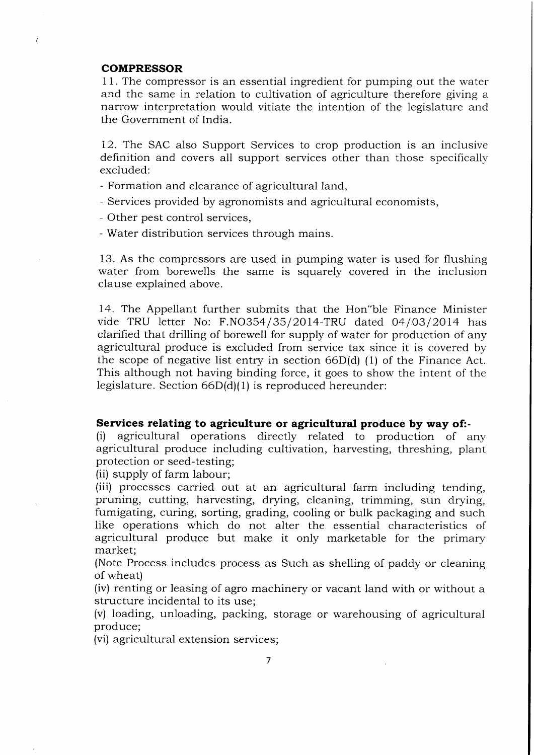## COMPRESSOR

11. The compressor is an essential ingredient for pumping out the water and the same in relation to cultivation of agriculture therefore giving a narrow interpretation would vitiate the intention of the legislature and the Government of India.

12. The SAC also Support Services to crop production is an inclusive definition and covers all support services other than those specifically excluded:

- Formation and clearance of agricultural land,
- Services provided by agronomists and agricultural economists,
- Other pest control services,
- Water distribution services through mains.

13. As the compressors are used in pumping water is used for flushing water from borewells the same is squarely covered in the inclusion clause explained above.

14. The Appellant further submits that the Hon"ble Finance Minister vide TRU letter No: F.NO354/35/2014-TRU dated 04/03/2014 has clarified that drilling of borewell for supply of water for production of any agricultural produce is excluded from service tax since it is covered by the scope of negative list entry in section 66D(d) (1) of the Finance Act. This although not having binding force, it goes to show the intent of the legislature. Section 66D(d)(1) is reproduced hereunder:

**Services relating to agriculture or agricultural produce by way of:-**

(i) agricultural operations directly related to production of any agricultural produce including cultivation, harvesting, threshing, plant protection or seed-testing;

(ii) supply of farm labour;

(iii) processes carried out at an agricultural farm including tending, pruning, cutting, harvesting, drying, cleaning, trimming, sun drying, fumigating, curing, sorting, grading, cooling or bulk packaging and such like operations which do not alter the essential characteristics of agricultural produce but make it only marketable for the primary market;

(Note Process includes process as Such as shelling of paddy or cleaning of wheat)

(iv) renting or leasing of agro machinery or vacant land with or without a structure incidental to its use;

(v) loading, unloading, packing, storage or warehousing of agricultural produce;

(vi) agricultural extension services;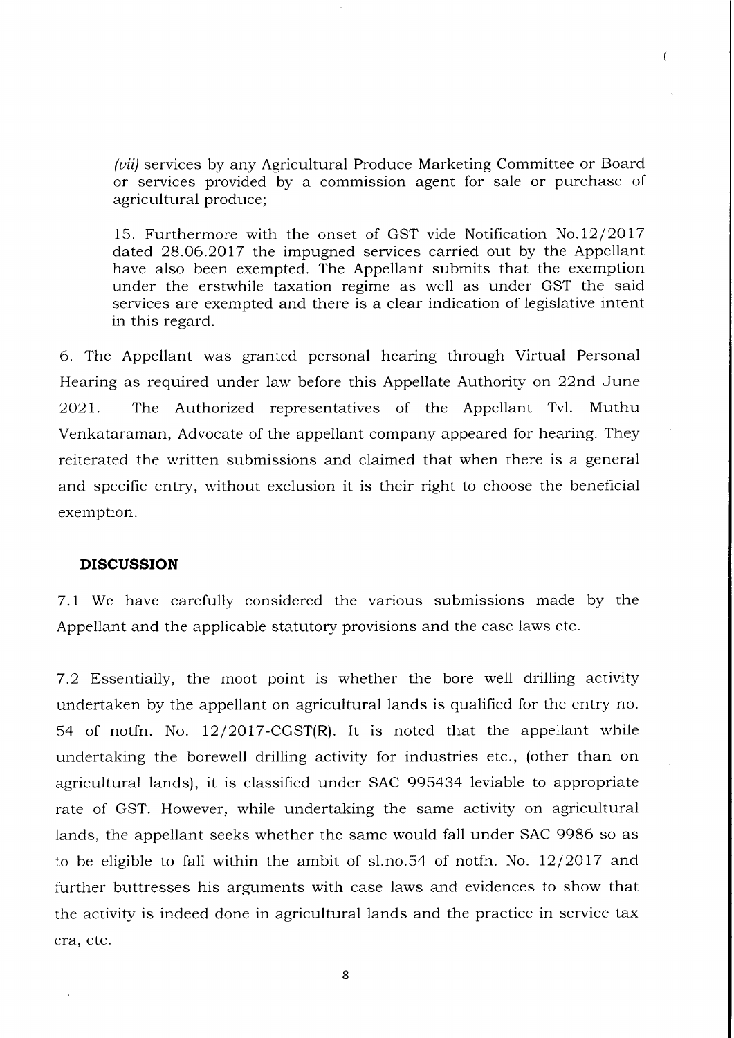*(vii)* services by any Agricultural Produce Marketing Committee or Board or services provided by a commission agent for sale or purchase of agricultural produce;

15. Furthermore with the onset of GST vide Notification No.12/2017 dated 28.06.2017 the impugned services carried out by the Appellant have also been exempted. The Appellant submits that the exemption under the erstwhile taxation regime as well as under GST the said services are exempted and there is a clear indication of legislative intent in this regard.

6. The Appellant was granted personal hearing through Virtual Personal Hearing as required under law before this Appellate Authority on 22nd June 2021. The Authorized representatives of the Appellant Tvl. Muthu Venkataraman, Advocate of the appellant company appeared for hearing. They reiterated the written submissions and claimed that when there is a general and specific entry, without exclusion it is their right to choose the beneficial exemption.

## DISCUSSION

7.1 We have carefully considered the various submissions made by the Appellant and the applicable statutory provisions and the case laws etc.

7.2 Essentially, the moot point is whether the bore well drilling activity undertaken by the appellant on agricultural lands is qualified for the entry no. 54 of notfn. No. 12/2017-CGST(R). It is noted that the appellant while undertaking the borewell drilling activity for industries etc., (other than on agricultural lands), it is classified under SAC 995434 leviable to appropriate rate of GST. However, while undertaking the same activity on agricultural lands, the appellant seeks whether the same would fall under SAC 9986 so as to be eligible to fall within the ambit of sl.no.54 of notfn. No. 12/2017 and further buttresses his arguments with case laws and evidences to show that the activity is indeed done in agricultural lands and the practice in service tax era, etc.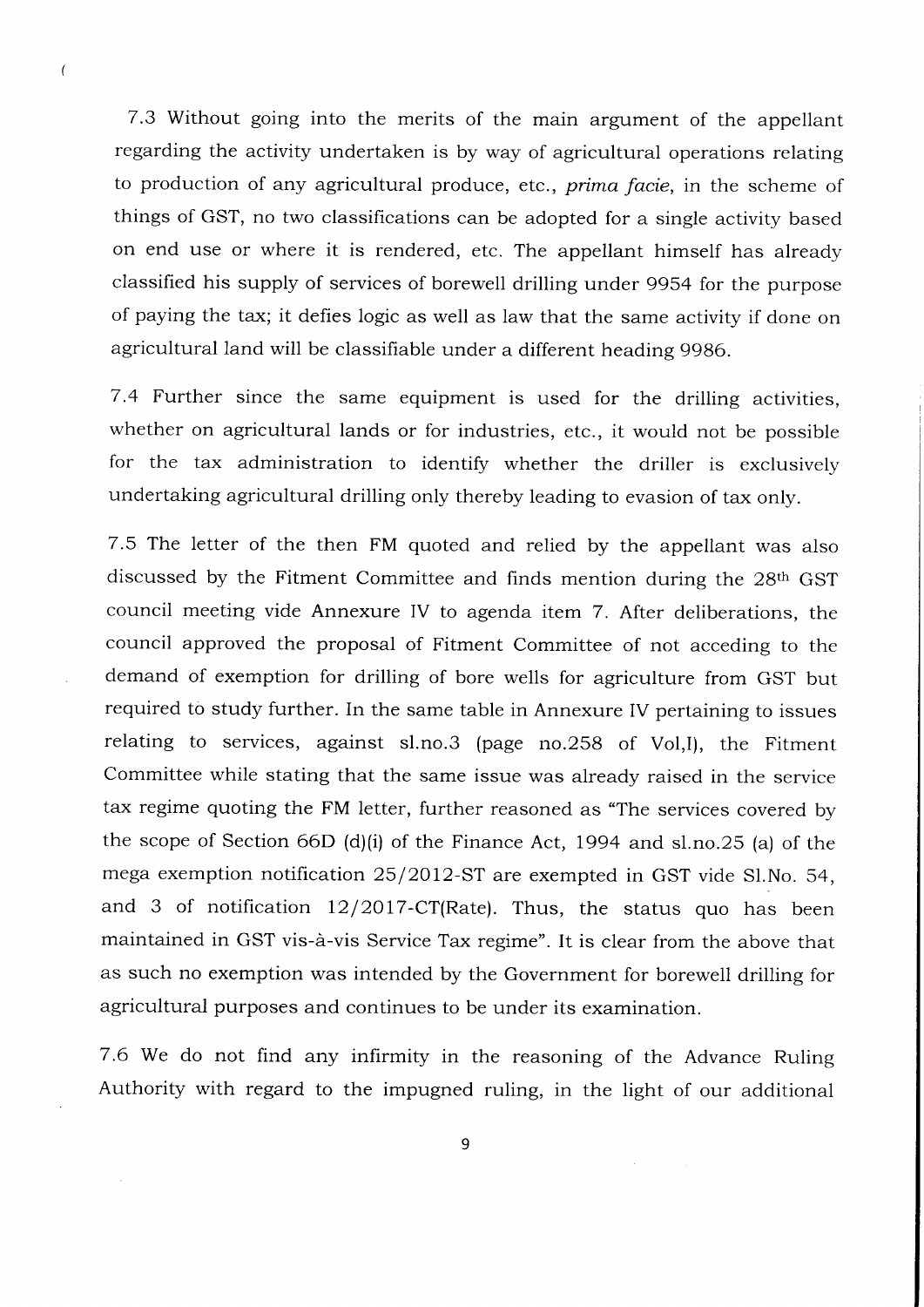7.3 Without going into the merits of the main argument of the appellant regarding the activity undertaken is by way of agricultural operations relating to production of any agricultural produce, etc., *prima facie*, in the scheme of things of GST, no two classifications can be adopted for a single activity based on end use or where it is rendered, etc. The appellant himself has already classified his supply of services of borewell drilling under 9954 for the purpose of paying the tax; it defies logic as well as law that the same activity if done on agricultural land will be classifiable under a different heading 9986.

7.4 Further since the same equipment is used for the drilling activities, whether on agricultural lands or for industries, etc., it would not be possible for the tax administration to identify whether the driller is exclusively undertaking agricultural drilling only thereby leading to evasion of tax only.

7.5 The letter of the then FM quoted and relied by the appellant was also discussed by the Fitment Committee and finds mention during the 28th GST council meeting vide Annexure IV to agenda item 7. After deliberations, the council approved the proposal of Fitment Committee of not acceding to the demand of exemption for drilling of bore wells for agriculture from GST but required to study further. In the same table in Annexure IV pertaining to issues relating to services, against sl.no.3 (page no.258 of Vol,I), the Fitment Committee while stating that the same issue was already raised in the service tax regime quoting the FM letter, further reasoned as "The services covered by the scope of Section 66D (d)(i) of the Finance Act, 1994 and sl.no.25 (a) of the mega exemption notification 25/2012-ST are exempted in GST vide Sl.No. 54, and 3 of notification 12/2017-CT(Rate). Thus, the status quo has been maintained in GST vis-à-vis Service Tax regime". It is clear from the above that as such no exemption was intended by the Government for borewell drilling for agricultural purposes and continues to be under its examination.

7.6 We do not find any infirmity in the reasoning of the Advance Ruling Authority with regard to the impugned ruling, in the light of our additional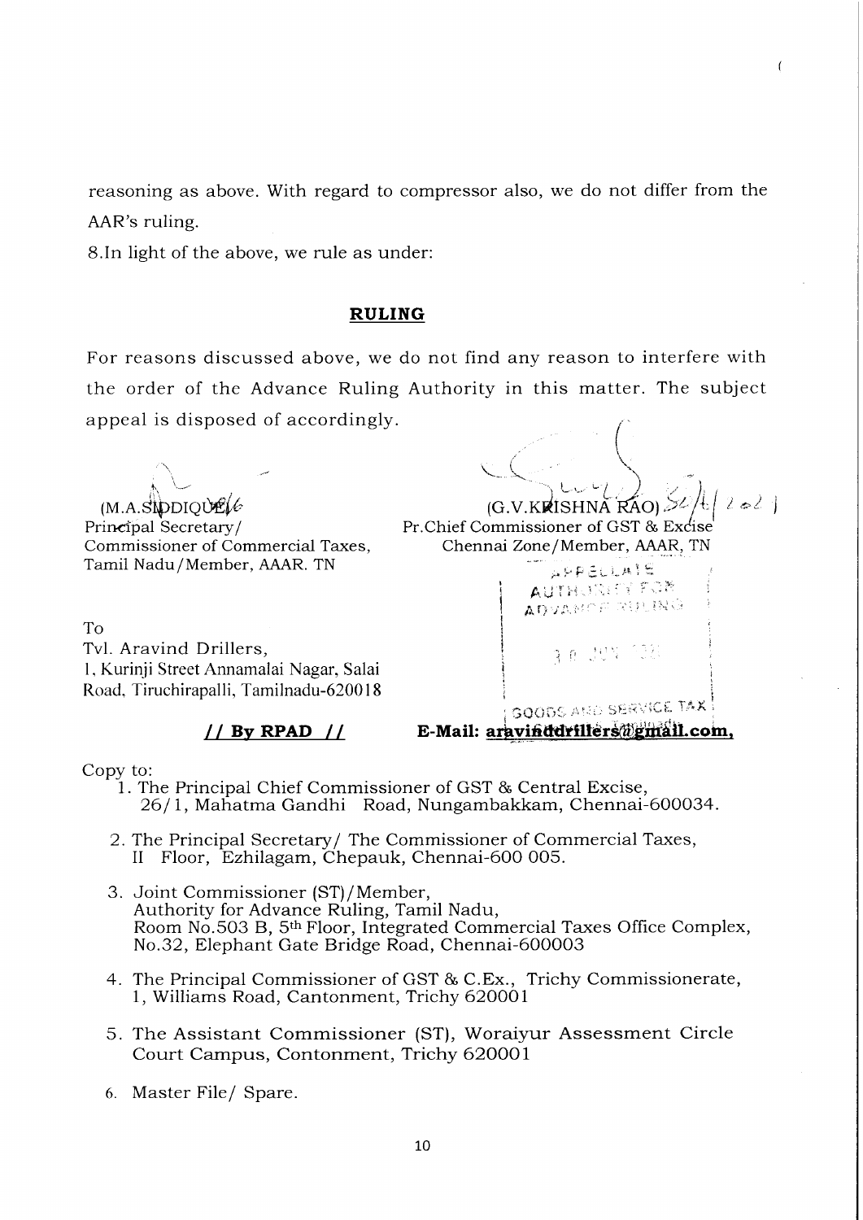reasoning as above. With regard to compressor also, we do not differ from the AAR's ruling.

8.In light of the above, we rule as under:

## RULING

For reasons discussed above, we do not find any reason to interfere with the order of the Advance Ruling Authority in this matter. The subject appeal is disposed of accordingly.

(M.A.SIDDIQUE)
Principal Secretary/
Commissioner of Commercial Taxes,
Tamil Nadu/Member, AAAR. TN

(G.V.KRISHNA RAO)
Pr.Chief Commissioner of GST & Excise
Chennai Zone/Member, AAAR, TN

To
Tvl. Aravind Drillers,
1, Kurinji Street Annamalai Nagar, Salai Road, Tiruchirapalli, Tamilnadu-620018

**// By RPAD //**

**E-Mail: aravinddrillers@gmail.com,**

Copy to:

1. The Principal Chief Commissioner of GST & Central Excise, 26/1, Mahatma Gandhi Road, Nungambakkam, Chennai-600034.
2. The Principal Secretary/ The Commissioner of Commercial Taxes, II Floor, Ezhilagam, Chepauk, Chennai-600 005.
3. Joint Commissioner (ST)/Member, Authority for Advance Ruling, Tamil Nadu, Room No.503 B, 5th Floor, Integrated Commercial Taxes Office Complex, No.32, Elephant Gate Bridge Road, Chennai-600003
4. The Principal Commissioner of GST & C.Ex., Trichy Commissionerate, 1, Williams Road, Cantonment, Trichy 620001
5. The Assistant Commissioner (ST), Woraiyur Assessment Circle Court Campus, Contonment, Trichy 620001
6. Master File/ Spare.